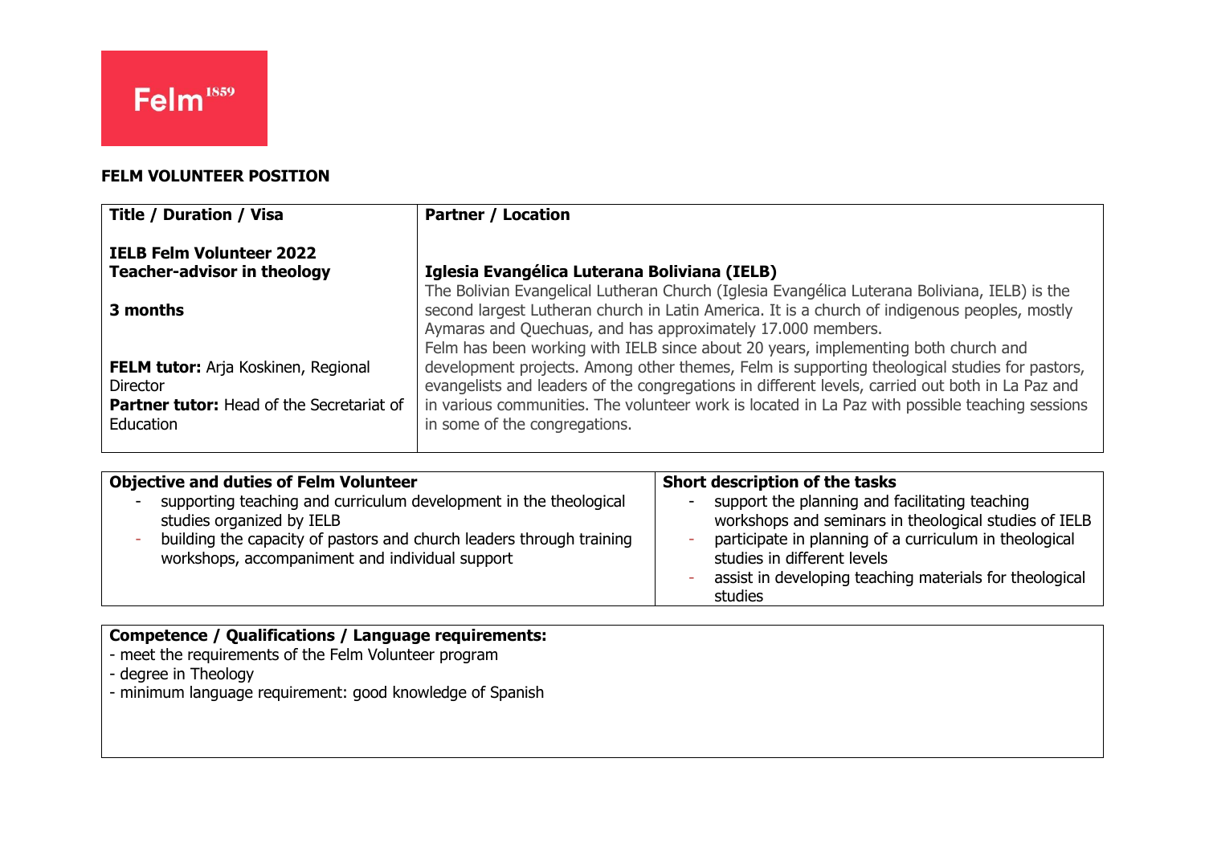Felm[1859]

**FELM VOLUNTEER POSITION**

| **Title / Duration / Visa** | **Partner / Location** |
|---|---|
| **IELB Felm Volunteer 2022**<br>**Teacher-advisor in theology**<br><br>**3 months**<br><br>**FELM tutor:** Arja Koskinen, Regional Director<br>**Partner tutor:** Head of the Secretariat of Education | **Iglesia Evangélica Luterana Boliviana (IELB)**<br>The Bolivian Evangelical Lutheran Church (Iglesia Evangélica Luterana Boliviana, IELB) is the second largest Lutheran church in Latin America. It is a church of indigenous peoples, mostly Aymaras and Quechuas, and has approximately 17.000 members.<br>Felm has been working with IELB since about 20 years, implementing both church and development projects. Among other themes, Felm is supporting theological studies for pastors, evangelists and leaders of the congregations in different levels, carried out both in La Paz and in various communities. The volunteer work is located in La Paz with possible teaching sessions in some of the congregations. |

| **Objective and duties of Felm Volunteer** | **Short description of the tasks** |
|---|---|
| - supporting teaching and curriculum development in the theological studies organized by IELB<br>- building the capacity of pastors and church leaders through training workshops, accompaniment and individual support | - support the planning and facilitating teaching workshops and seminars in theological studies of IELB<br>- participate in planning of a curriculum in theological studies in different levels<br>- assist in developing teaching materials for theological studies |

**Competence / Qualifications / Language requirements:**

- meet the requirements of the Felm Volunteer program
- degree in Theology
- minimum language requirement: good knowledge of Spanish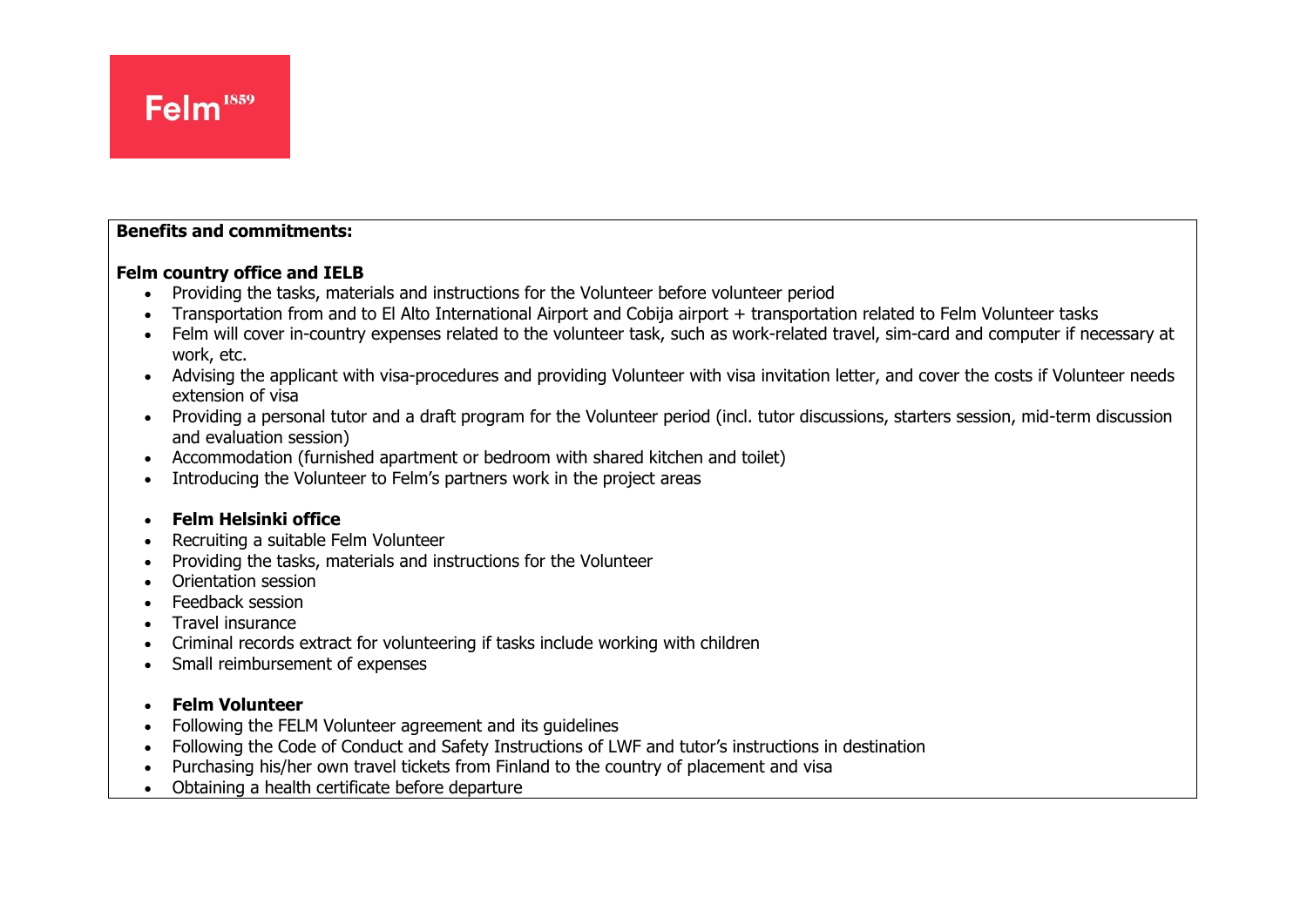**Benefits and commitments:**

**Felm country office and IELB**

- Providing the tasks, materials and instructions for the Volunteer before volunteer period
- Transportation from and to El Alto International Airport and Cobija airport + transportation related to Felm Volunteer tasks
- Felm will cover in-country expenses related to the volunteer task, such as work-related travel, sim-card and computer if necessary at work, etc.
- Advising the applicant with visa-procedures and providing Volunteer with visa invitation letter, and cover the costs if Volunteer needs extension of visa
- Providing a personal tutor and a draft program for the Volunteer period (incl. tutor discussions, starters session, mid-term discussion and evaluation session)
- Accommodation (furnished apartment or bedroom with shared kitchen and toilet)
- Introducing the Volunteer to Felm's partners work in the project areas

- **Felm Helsinki office**
- Recruiting a suitable Felm Volunteer
- Providing the tasks, materials and instructions for the Volunteer
- Orientation session
- Feedback session
- Travel insurance
- Criminal records extract for volunteering if tasks include working with children
- Small reimbursement of expenses

- **Felm Volunteer**
- Following the FELM Volunteer agreement and its guidelines
- Following the Code of Conduct and Safety Instructions of LWF and tutor's instructions in destination
- Purchasing his/her own travel tickets from Finland to the country of placement and visa
- Obtaining a health certificate before departure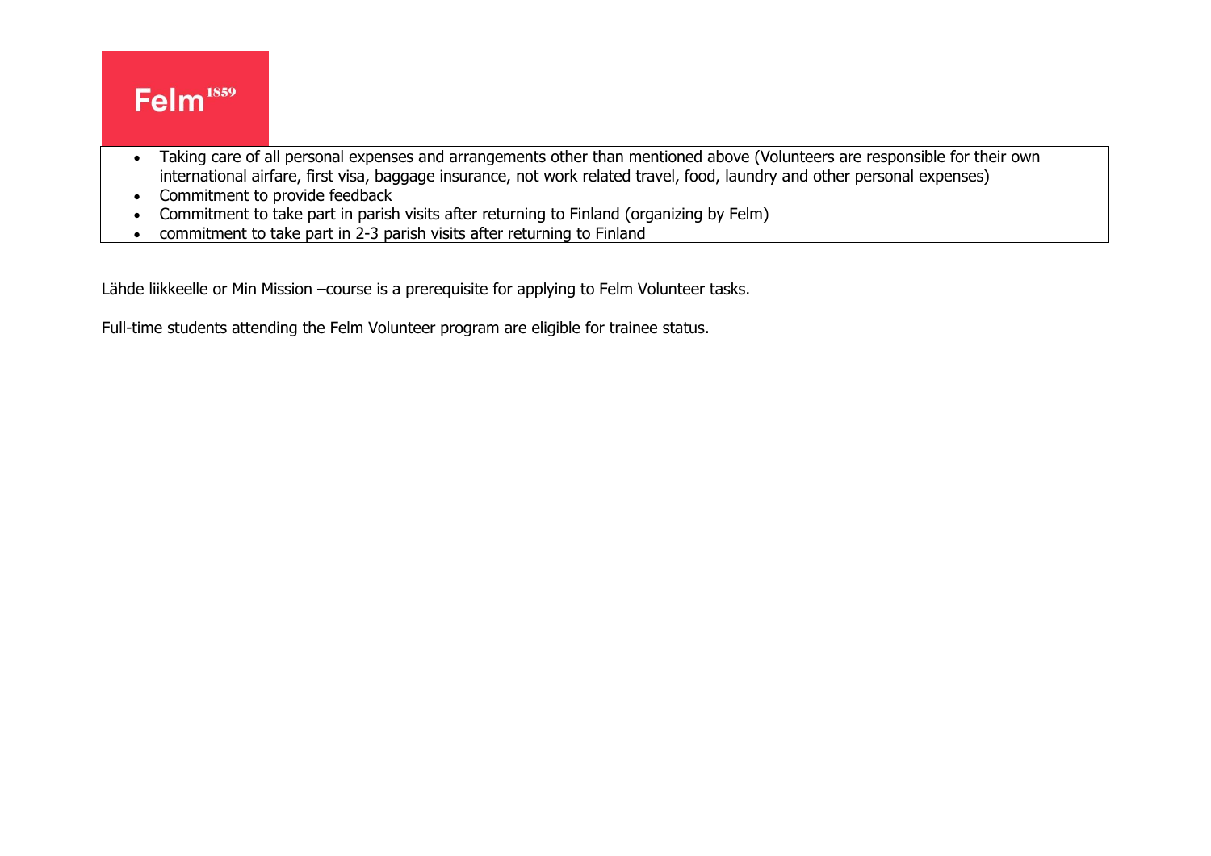- Taking care of all personal expenses and arrangements other than mentioned above (Volunteers are responsible for their own international airfare, first visa, baggage insurance, not work related travel, food, laundry and other personal expenses)
- Commitment to provide feedback
- Commitment to take part in parish visits after returning to Finland (organizing by Felm)
- commitment to take part in 2-3 parish visits after returning to Finland

Lähde liikkeelle or Min Mission –course is a prerequisite for applying to Felm Volunteer tasks.

Full-time students attending the Felm Volunteer program are eligible for trainee status.